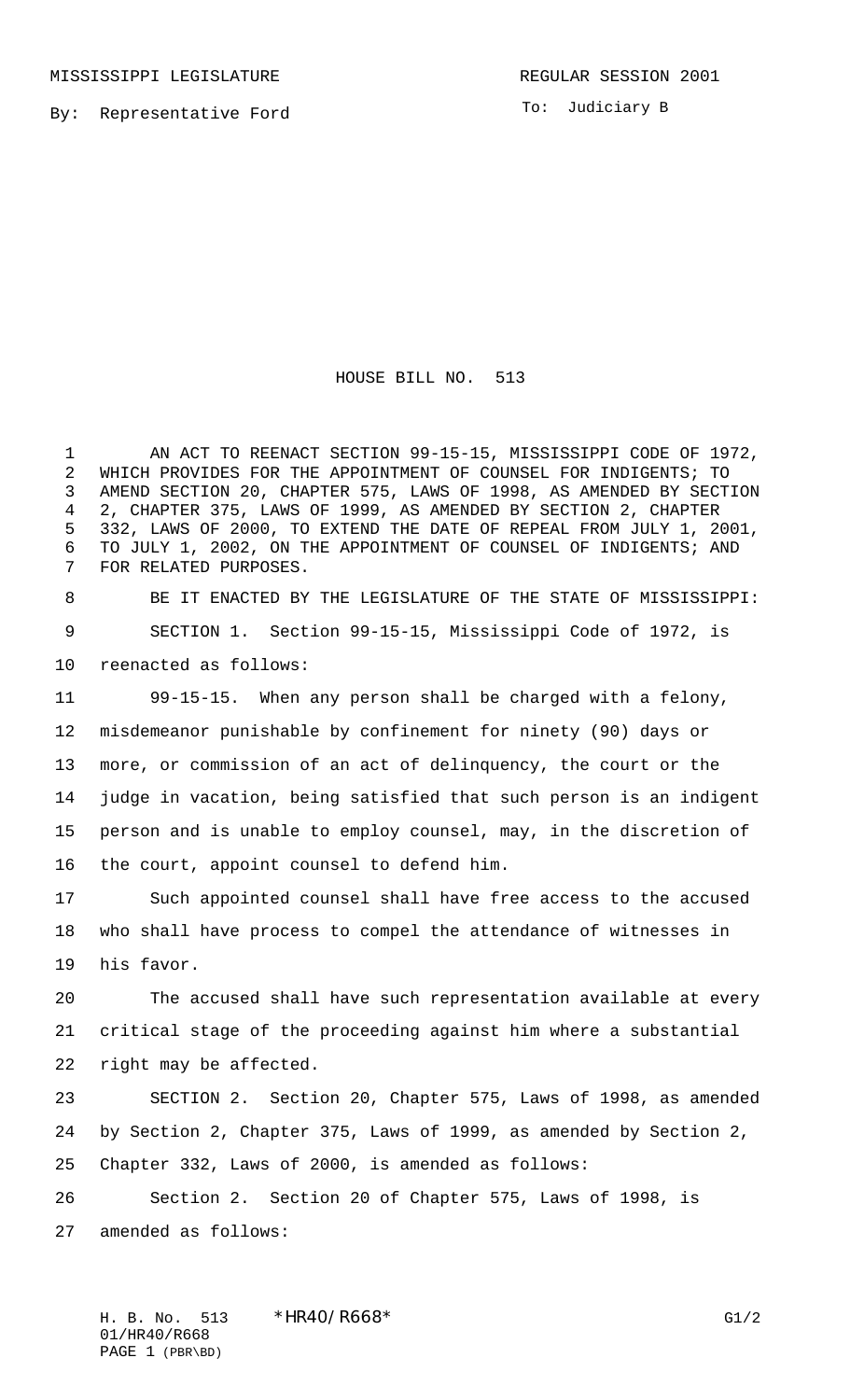MISSISSIPPI LEGISLATURE

REGULAR SESSION 2001

By: Representative Ford

To: Judiciary B

# HOUSE BILL NO. 513

AN ACT TO REENACT SECTION 99-15-15, MISSISSIPPI CODE OF 1972, WHICH PROVIDES FOR THE APPOINTMENT OF COUNSEL FOR INDIGENTS; TO AMEND SECTION 20, CHAPTER 575, LAWS OF 1998, AS AMENDED BY SECTION 2, CHAPTER 375, LAWS OF 1999, AS AMENDED BY SECTION 2, CHAPTER 332, LAWS OF 2000, TO EXTEND THE DATE OF REPEAL FROM JULY 1, 2001, TO JULY 1, 2002, ON THE APPOINTMENT OF COUNSEL OF INDIGENTS; AND FOR RELATED PURPOSES.

BE IT ENACTED BY THE LEGISLATURE OF THE STATE OF MISSISSIPPI:

SECTION 1. Section 99-15-15, Mississippi Code of 1972, is reenacted as follows:

99-15-15. When any person shall be charged with a felony, misdemeanor punishable by confinement for ninety (90) days or more, or commission of an act of delinquency, the court or the judge in vacation, being satisfied that such person is an indigent person and is unable to employ counsel, may, in the discretion of the court, appoint counsel to defend him.

Such appointed counsel shall have free access to the accused who shall have process to compel the attendance of witnesses in his favor.

The accused shall have such representation available at every critical stage of the proceeding against him where a substantial right may be affected.

SECTION 2. Section 20, Chapter 575, Laws of 1998, as amended by Section 2, Chapter 375, Laws of 1999, as amended by Section 2, Chapter 332, Laws of 2000, is amended as follows:

Section 2. Section 20 of Chapter 575, Laws of 1998, is amended as follows: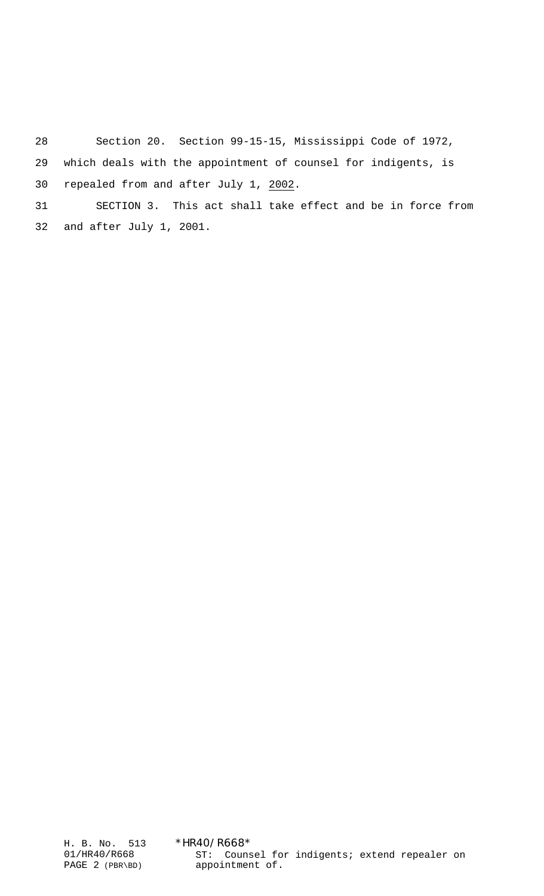Section 20. Section 99-15-15, Mississippi Code of 1972, which deals with the appointment of counsel for indigents, is repealed from and after July 1, <u>2002</u>.

SECTION 3. This act shall take effect and be in force from and after July 1, 2001.